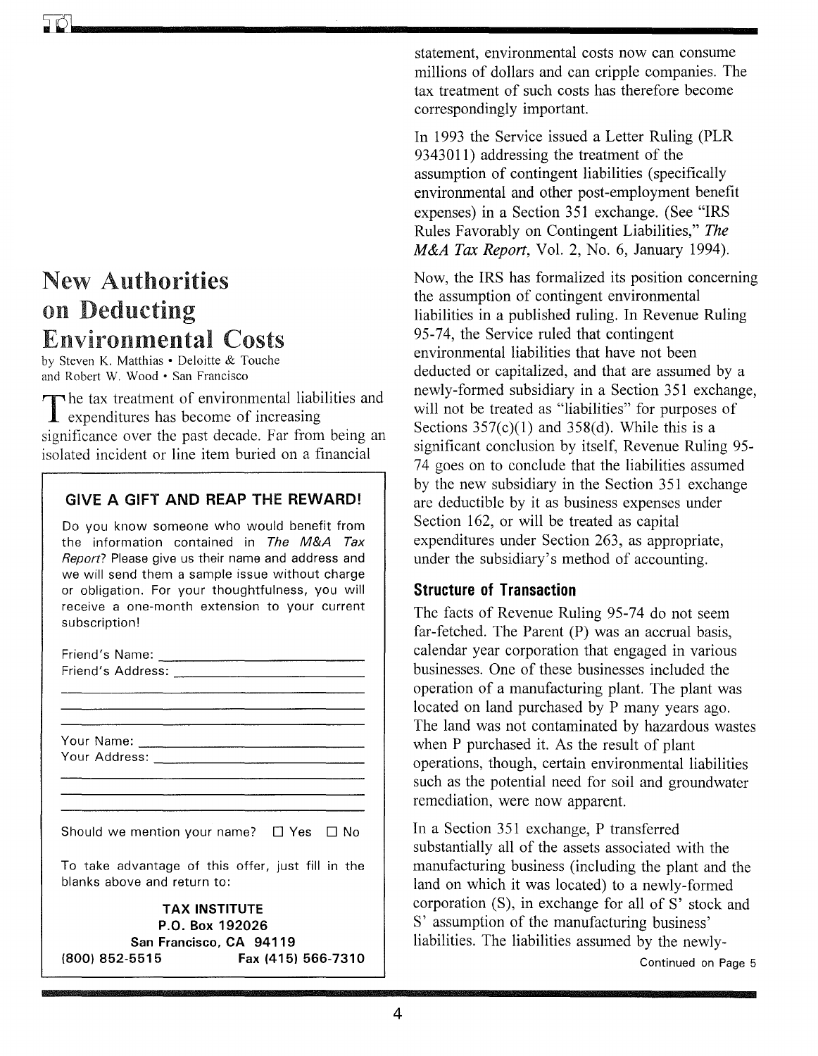# New Authorities on Deducting Environmental Costs

by Steven K. Matthias • Deloitte & Touche
and Robert W. Wood • San Francisco

The tax treatment of environmental liabilities and expenditures has become of increasing significance over the past decade. Far from being an isolated incident or line item buried on a financial statement, environmental costs now can consume millions of dollars and can cripple companies. The tax treatment of such costs has therefore become correspondingly important.

In 1993 the Service issued a Letter Ruling (PLR 9343011) addressing the treatment of the assumption of contingent liabilities (specifically environmental and other post-employment benefit expenses) in a Section 351 exchange. (See "IRS Rules Favorably on Contingent Liabilities," *The M&A Tax Report*, Vol. 2, No. 6, January 1994).

Now, the IRS has formalized its position concerning the assumption of contingent environmental liabilities in a published ruling. In Revenue Ruling 95-74, the Service ruled that contingent environmental liabilities that have not been deducted or capitalized, and that are assumed by a newly-formed subsidiary in a Section 351 exchange, will not be treated as "liabilities" for purposes of Sections 357(c)(1) and 358(d). While this is a significant conclusion by itself, Revenue Ruling 95-74 goes on to conclude that the liabilities assumed by the new subsidiary in the Section 351 exchange are deductible by it as business expenses under Section 162, or will be treated as capital expenditures under Section 263, as appropriate, under the subsidiary's method of accounting.

## Structure of Transaction

The facts of Revenue Ruling 95-74 do not seem far-fetched. The Parent (P) was an accrual basis, calendar year corporation that engaged in various businesses. One of these businesses included the operation of a manufacturing plant. The plant was located on land purchased by P many years ago. The land was not contaminated by hazardous wastes when P purchased it. As the result of plant operations, though, certain environmental liabilities such as the potential need for soil and groundwater remediation, were now apparent.

In a Section 351 exchange, P transferred substantially all of the assets associated with the manufacturing business (including the plant and the land on which it was located) to a newly-formed corporation (S), in exchange for all of S' stock and S' assumption of the manufacturing business' liabilities. The liabilities assumed by the newly-

Continued on Page 5

---

**GIVE A GIFT AND REAP THE REWARD!**

Do you know someone who would benefit from the information contained in *The M&A Tax Report*? Please give us their name and address and we will send them a sample issue without charge or obligation. For your thoughtfulness, you will receive a one-month extension to your current subscription!

Friend's Name: ____________________________

Friend's Address: ____________________________

____________________________

____________________________

Your Name: ____________________________

Your Address: ____________________________

____________________________

____________________________

Should we mention your name? ☐ Yes ☐ No

To take advantage of this offer, just fill in the blanks above and return to:

**TAX INSTITUTE**
**P.O. Box 192026**
**San Francisco, CA 94119**
**(800) 852-5515 Fax (415) 566-7310**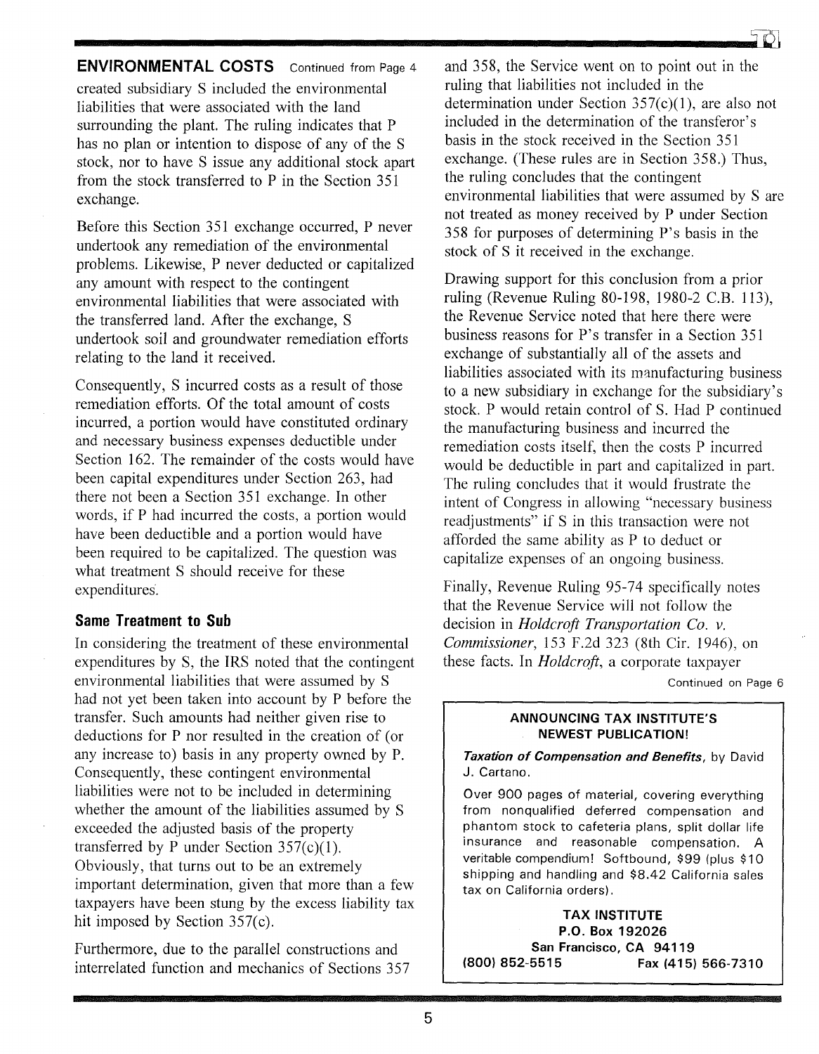**ENVIRONMENTAL COSTS** Continued from Page 4

created subsidiary S included the environmental liabilities that were associated with the land surrounding the plant. The ruling indicates that P has no plan or intention to dispose of any of the S stock, nor to have S issue any additional stock apart from the stock transferred to P in the Section 351 exchange.

Before this Section 351 exchange occurred, P never undertook any remediation of the environmental problems. Likewise, P never deducted or capitalized any amount with respect to the contingent environmental liabilities that were associated with the transferred land. After the exchange, S undertook soil and groundwater remediation efforts relating to the land it received.

Consequently, S incurred costs as a result of those remediation efforts. Of the total amount of costs incurred, a portion would have constituted ordinary and necessary business expenses deductible under Section 162. The remainder of the costs would have been capital expenditures under Section 263, had there not been a Section 351 exchange. In other words, if P had incurred the costs, a portion would have been deductible and a portion would have been required to be capitalized. The question was what treatment S should receive for these expenditures.

### Same Treatment to Sub

In considering the treatment of these environmental expenditures by S, the IRS noted that the contingent environmental liabilities that were assumed by S had not yet been taken into account by P before the transfer. Such amounts had neither given rise to deductions for P nor resulted in the creation of (or any increase to) basis in any property owned by P. Consequently, these contingent environmental liabilities were not to be included in determining whether the amount of the liabilities assumed by S exceeded the adjusted basis of the property transferred by P under Section 357(c)(1). Obviously, that turns out to be an extremely important determination, given that more than a few taxpayers have been stung by the excess liability tax hit imposed by Section 357(c).

Furthermore, due to the parallel constructions and interrelated function and mechanics of Sections 357 and 358, the Service went on to point out in the ruling that liabilities not included in the determination under Section 357(c)(1), are also not included in the determination of the transferor's basis in the stock received in the Section 351 exchange. (These rules are in Section 358.) Thus, the ruling concludes that the contingent environmental liabilities that were assumed by S are not treated as money received by P under Section 358 for purposes of determining P's basis in the stock of S it received in the exchange.

Drawing support for this conclusion from a prior ruling (Revenue Ruling 80-198, 1980-2 C.B. 113), the Revenue Service noted that here there were business reasons for P's transfer in a Section 351 exchange of substantially all of the assets and liabilities associated with its manufacturing business to a new subsidiary in exchange for the subsidiary's stock. P would retain control of S. Had P continued the manufacturing business and incurred the remediation costs itself, then the costs P incurred would be deductible in part and capitalized in part. The ruling concludes that it would frustrate the intent of Congress in allowing "necessary business readjustments" if S in this transaction were not afforded the same ability as P to deduct or capitalize expenses of an ongoing business.

Finally, Revenue Ruling 95-74 specifically notes that the Revenue Service will not follow the decision in *Holdcroft Transportation Co. v. Commissioner*, 153 F.2d 323 (8th Cir. 1946), on these facts. In *Holdcroft*, a corporate taxpayer

Continued on Page 6

---

**ANNOUNCING TAX INSTITUTE'S NEWEST PUBLICATION!**

***Taxation of Compensation and Benefits***, by David J. Cartano.

Over 900 pages of material, covering everything from nonqualified deferred compensation and phantom stock to cafeteria plans, split dollar life insurance and reasonable compensation. A veritable compendium! Softbound, $99 (plus $10 shipping and handling and $8.42 California sales tax on California orders).

**TAX INSTITUTE**
**P.O. Box 192026**
**San Francisco, CA 94119**
**(800) 852-5515 Fax (415) 566-7310**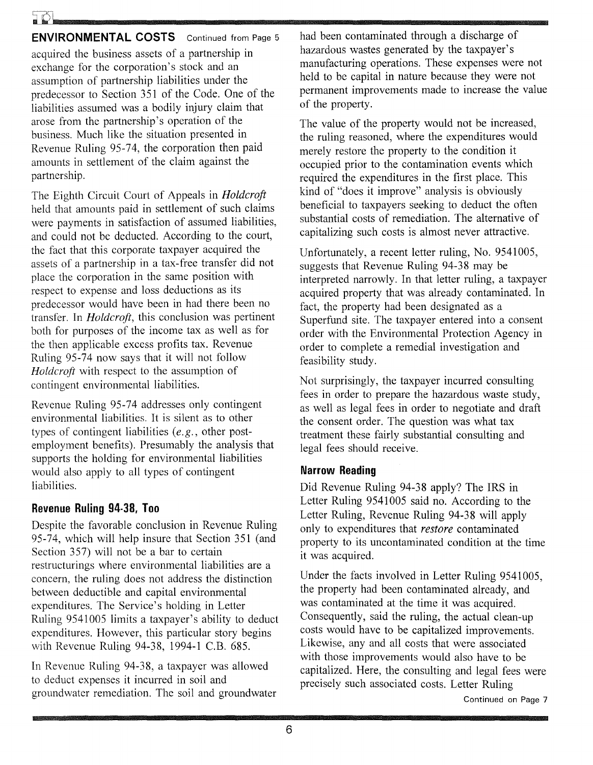**ENVIRONMENTAL COSTS** Continued from Page 5

acquired the business assets of a partnership in exchange for the corporation's stock and an assumption of partnership liabilities under the predecessor to Section 351 of the Code. One of the liabilities assumed was a bodily injury claim that arose from the partnership's operation of the business. Much like the situation presented in Revenue Ruling 95-74, the corporation then paid amounts in settlement of the claim against the partnership.

The Eighth Circuit Court of Appeals in *Holdcroft* held that amounts paid in settlement of such claims were payments in satisfaction of assumed liabilities, and could not be deducted. According to the court, the fact that this corporate taxpayer acquired the assets of a partnership in a tax-free transfer did not place the corporation in the same position with respect to expense and loss deductions as its predecessor would have been in had there been no transfer. In *Holdcroft*, this conclusion was pertinent both for purposes of the income tax as well as for the then applicable excess profits tax. Revenue Ruling 95-74 now says that it will not follow *Holdcroft* with respect to the assumption of contingent environmental liabilities.

Revenue Ruling 95-74 addresses only contingent environmental liabilities. It is silent as to other types of contingent liabilities (*e.g.*, other post-employment benefits). Presumably the analysis that supports the holding for environmental liabilities would also apply to all types of contingent liabilities.

## Revenue Ruling 94-38, Too

Despite the favorable conclusion in Revenue Ruling 95-74, which will help insure that Section 351 (and Section 357) will not be a bar to certain restructurings where environmental liabilities are a concern, the ruling does not address the distinction between deductible and capital environmental expenditures. The Service's holding in Letter Ruling 9541005 limits a taxpayer's ability to deduct expenditures. However, this particular story begins with Revenue Ruling 94-38, 1994-1 C.B. 685.

In Revenue Ruling 94-38, a taxpayer was allowed to deduct expenses it incurred in soil and groundwater remediation. The soil and groundwater had been contaminated through a discharge of hazardous wastes generated by the taxpayer's manufacturing operations. These expenses were not held to be capital in nature because they were not permanent improvements made to increase the value of the property.

The value of the property would not be increased, the ruling reasoned, where the expenditures would merely restore the property to the condition it occupied prior to the contamination events which required the expenditures in the first place. This kind of "does it improve" analysis is obviously beneficial to taxpayers seeking to deduct the often substantial costs of remediation. The alternative of capitalizing such costs is almost never attractive.

Unfortunately, a recent letter ruling, No. 9541005, suggests that Revenue Ruling 94-38 may be interpreted narrowly. In that letter ruling, a taxpayer acquired property that was already contaminated. In fact, the property had been designated as a Superfund site. The taxpayer entered into a consent order with the Environmental Protection Agency in order to complete a remedial investigation and feasibility study.

Not surprisingly, the taxpayer incurred consulting fees in order to prepare the hazardous waste study, as well as legal fees in order to negotiate and draft the consent order. The question was what tax treatment these fairly substantial consulting and legal fees should receive.

## Narrow Reading

Did Revenue Ruling 94-38 apply? The IRS in Letter Ruling 9541005 said no. According to the Letter Ruling, Revenue Ruling 94-38 will apply only to expenditures that *restore* contaminated property to its uncontaminated condition at the time it was acquired.

Under the facts involved in Letter Ruling 9541005, the property had been contaminated already, and was contaminated at the time it was acquired. Consequently, said the ruling, the actual clean-up costs would have to be capitalized improvements. Likewise, any and all costs that were associated with those improvements would also have to be capitalized. Here, the consulting and legal fees were precisely such associated costs. Letter Ruling

Continued on Page 7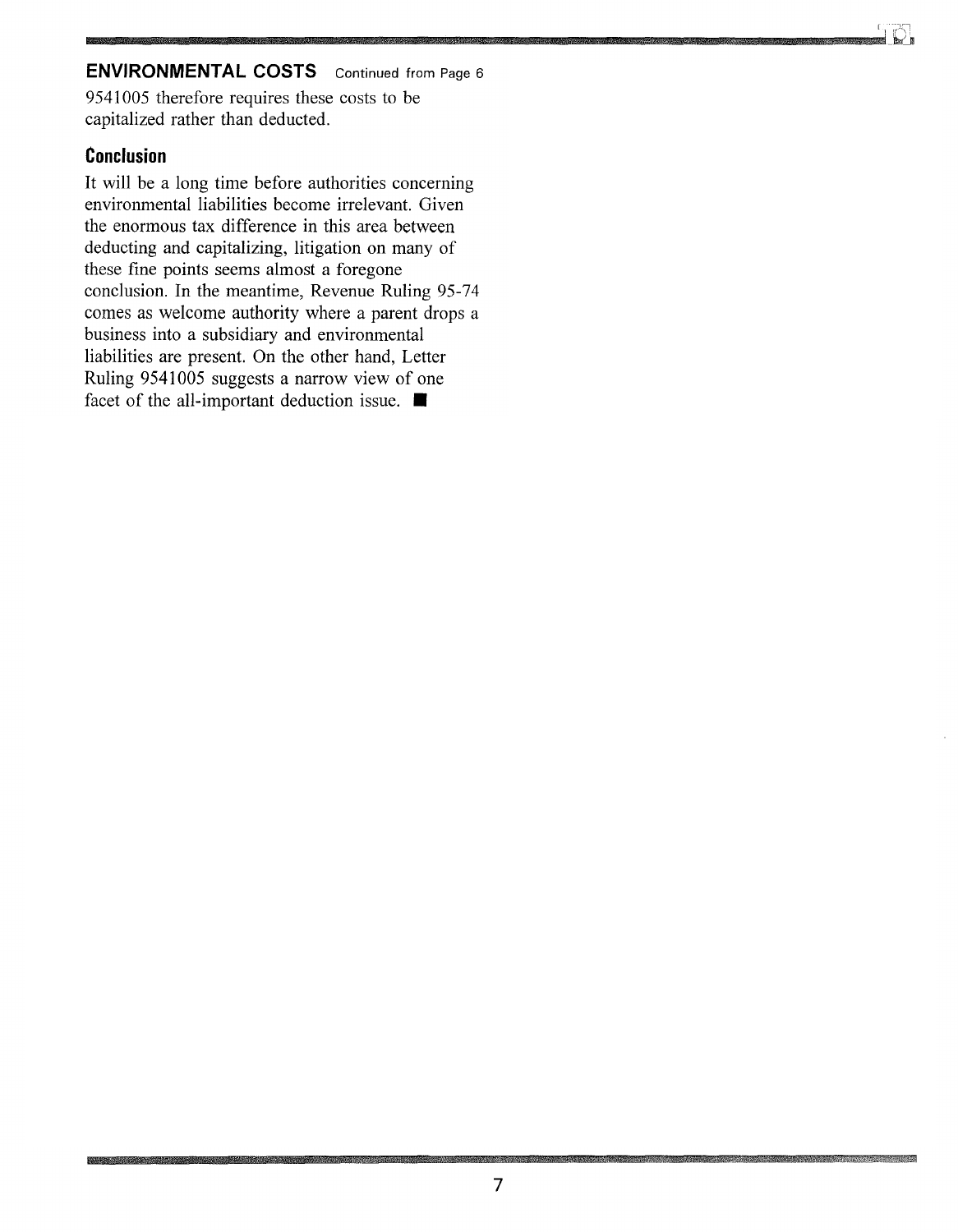## ENVIRONMENTAL COSTS Continued from Page 6

9541005 therefore requires these costs to be capitalized rather than deducted.

### Conclusion

It will be a long time before authorities concerning environmental liabilities become irrelevant. Given the enormous tax difference in this area between deducting and capitalizing, litigation on many of these fine points seems almost a foregone conclusion. In the meantime, Revenue Ruling 95-74 comes as welcome authority where a parent drops a business into a subsidiary and environmental liabilities are present. On the other hand, Letter Ruling 9541005 suggests a narrow view of one facet of the all-important deduction issue. ■